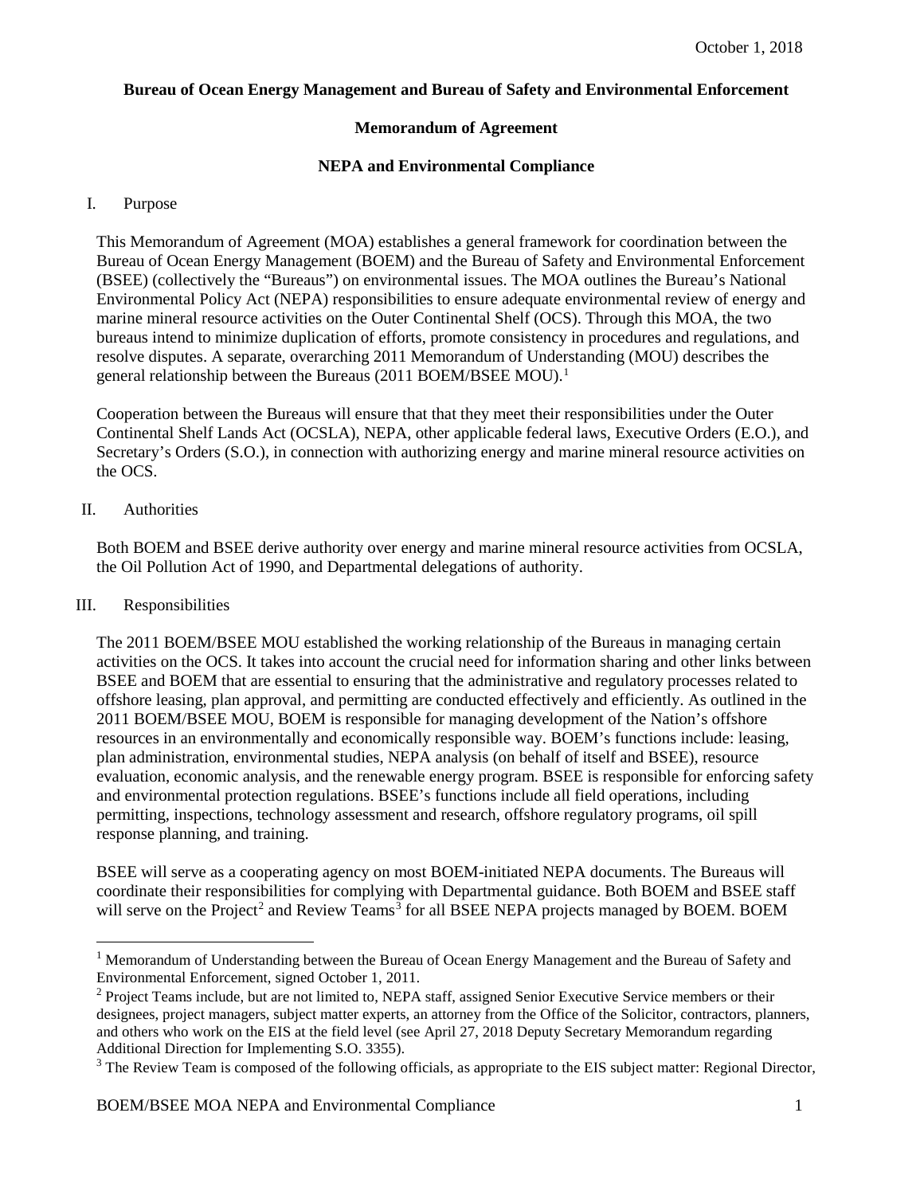October 1, 2018

**Bureau of Ocean Energy Management and Bureau of Safety and Environmental Enforcement**

**Memorandum of Agreement**

**NEPA and Environmental Compliance**

## I. Purpose

This Memorandum of Agreement (MOA) establishes a general framework for coordination between the Bureau of Ocean Energy Management (BOEM) and the Bureau of Safety and Environmental Enforcement (BSEE) (collectively the "Bureaus") on environmental issues. The MOA outlines the Bureau's National Environmental Policy Act (NEPA) responsibilities to ensure adequate environmental review of energy and marine mineral resource activities on the Outer Continental Shelf (OCS). Through this MOA, the two bureaus intend to minimize duplication of efforts, promote consistency in procedures and regulations, and resolve disputes. A separate, overarching 2011 Memorandum of Understanding (MOU) describes the general relationship between the Bureaus (2011 BOEM/BSEE MOU).[1]

Cooperation between the Bureaus will ensure that that they meet their responsibilities under the Outer Continental Shelf Lands Act (OCSLA), NEPA, other applicable federal laws, Executive Orders (E.O.), and Secretary's Orders (S.O.), in connection with authorizing energy and marine mineral resource activities on the OCS.

## II. Authorities

Both BOEM and BSEE derive authority over energy and marine mineral resource activities from OCSLA, the Oil Pollution Act of 1990, and Departmental delegations of authority.

## III. Responsibilities

The 2011 BOEM/BSEE MOU established the working relationship of the Bureaus in managing certain activities on the OCS. It takes into account the crucial need for information sharing and other links between BSEE and BOEM that are essential to ensuring that the administrative and regulatory processes related to offshore leasing, plan approval, and permitting are conducted effectively and efficiently. As outlined in the 2011 BOEM/BSEE MOU, BOEM is responsible for managing development of the Nation's offshore resources in an environmentally and economically responsible way. BOEM's functions include: leasing, plan administration, environmental studies, NEPA analysis (on behalf of itself and BSEE), resource evaluation, economic analysis, and the renewable energy program. BSEE is responsible for enforcing safety and environmental protection regulations. BSEE's functions include all field operations, including permitting, inspections, technology assessment and research, offshore regulatory programs, oil spill response planning, and training.

BSEE will serve as a cooperating agency on most BOEM-initiated NEPA documents. The Bureaus will coordinate their responsibilities for complying with Departmental guidance. Both BOEM and BSEE staff will serve on the Project[2] and Review Teams[3] for all BSEE NEPA projects managed by BOEM. BOEM

---

[1] Memorandum of Understanding between the Bureau of Ocean Energy Management and the Bureau of Safety and Environmental Enforcement, signed October 1, 2011.

[2] Project Teams include, but are not limited to, NEPA staff, assigned Senior Executive Service members or their designees, project managers, subject matter experts, an attorney from the Office of the Solicitor, contractors, planners, and others who work on the EIS at the field level (see April 27, 2018 Deputy Secretary Memorandum regarding Additional Direction for Implementing S.O. 3355).

[3] The Review Team is composed of the following officials, as appropriate to the EIS subject matter: Regional Director,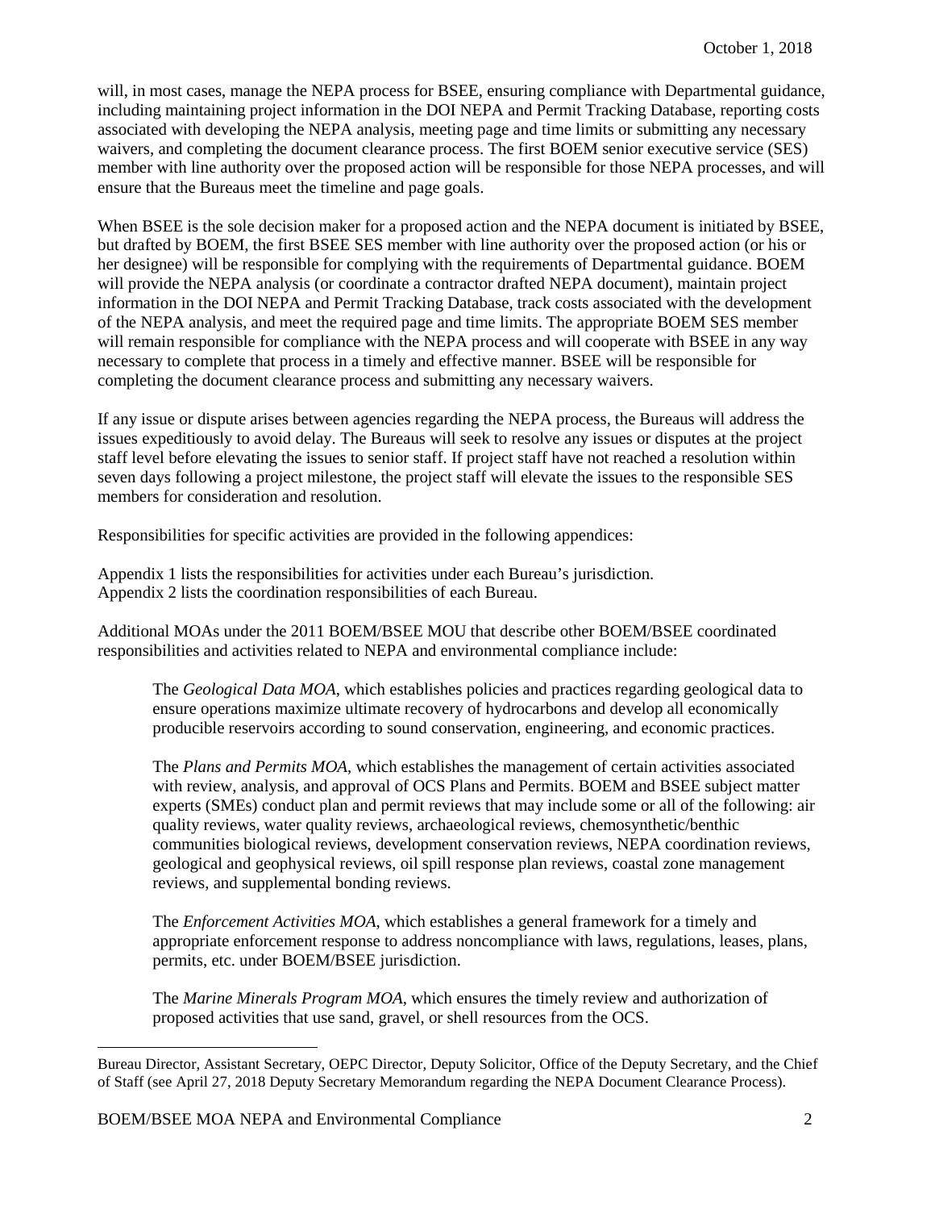will, in most cases, manage the NEPA process for BSEE, ensuring compliance with Departmental guidance, including maintaining project information in the DOI NEPA and Permit Tracking Database, reporting costs associated with developing the NEPA analysis, meeting page and time limits or submitting any necessary waivers, and completing the document clearance process. The first BOEM senior executive service (SES) member with line authority over the proposed action will be responsible for those NEPA processes, and will ensure that the Bureaus meet the timeline and page goals.

When BSEE is the sole decision maker for a proposed action and the NEPA document is initiated by BSEE, but drafted by BOEM, the first BSEE SES member with line authority over the proposed action (or his or her designee) will be responsible for complying with the requirements of Departmental guidance. BOEM will provide the NEPA analysis (or coordinate a contractor drafted NEPA document), maintain project information in the DOI NEPA and Permit Tracking Database, track costs associated with the development of the NEPA analysis, and meet the required page and time limits. The appropriate BOEM SES member will remain responsible for compliance with the NEPA process and will cooperate with BSEE in any way necessary to complete that process in a timely and effective manner. BSEE will be responsible for completing the document clearance process and submitting any necessary waivers.

If any issue or dispute arises between agencies regarding the NEPA process, the Bureaus will address the issues expeditiously to avoid delay. The Bureaus will seek to resolve any issues or disputes at the project staff level before elevating the issues to senior staff. If project staff have not reached a resolution within seven days following a project milestone, the project staff will elevate the issues to the responsible SES members for consideration and resolution.

Responsibilities for specific activities are provided in the following appendices:

Appendix 1 lists the responsibilities for activities under each Bureau's jurisdiction.
Appendix 2 lists the coordination responsibilities of each Bureau.

Additional MOAs under the 2011 BOEM/BSEE MOU that describe other BOEM/BSEE coordinated responsibilities and activities related to NEPA and environmental compliance include:

> The *Geological Data MOA*, which establishes policies and practices regarding geological data to ensure operations maximize ultimate recovery of hydrocarbons and develop all economically producible reservoirs according to sound conservation, engineering, and economic practices.
>
> The *Plans and Permits MOA*, which establishes the management of certain activities associated with review, analysis, and approval of OCS Plans and Permits. BOEM and BSEE subject matter experts (SMEs) conduct plan and permit reviews that may include some or all of the following: air quality reviews, water quality reviews, archaeological reviews, chemosynthetic/benthic communities biological reviews, development conservation reviews, NEPA coordination reviews, geological and geophysical reviews, oil spill response plan reviews, coastal zone management reviews, and supplemental bonding reviews.
>
> The *Enforcement Activities MOA*, which establishes a general framework for a timely and appropriate enforcement response to address noncompliance with laws, regulations, leases, plans, permits, etc. under BOEM/BSEE jurisdiction.
>
> The *Marine Minerals Program MOA*, which ensures the timely review and authorization of proposed activities that use sand, gravel, or shell resources from the OCS.

---

Bureau Director, Assistant Secretary, OEPC Director, Deputy Solicitor, Office of the Deputy Secretary, and the Chief of Staff (see April 27, 2018 Deputy Secretary Memorandum regarding the NEPA Document Clearance Process).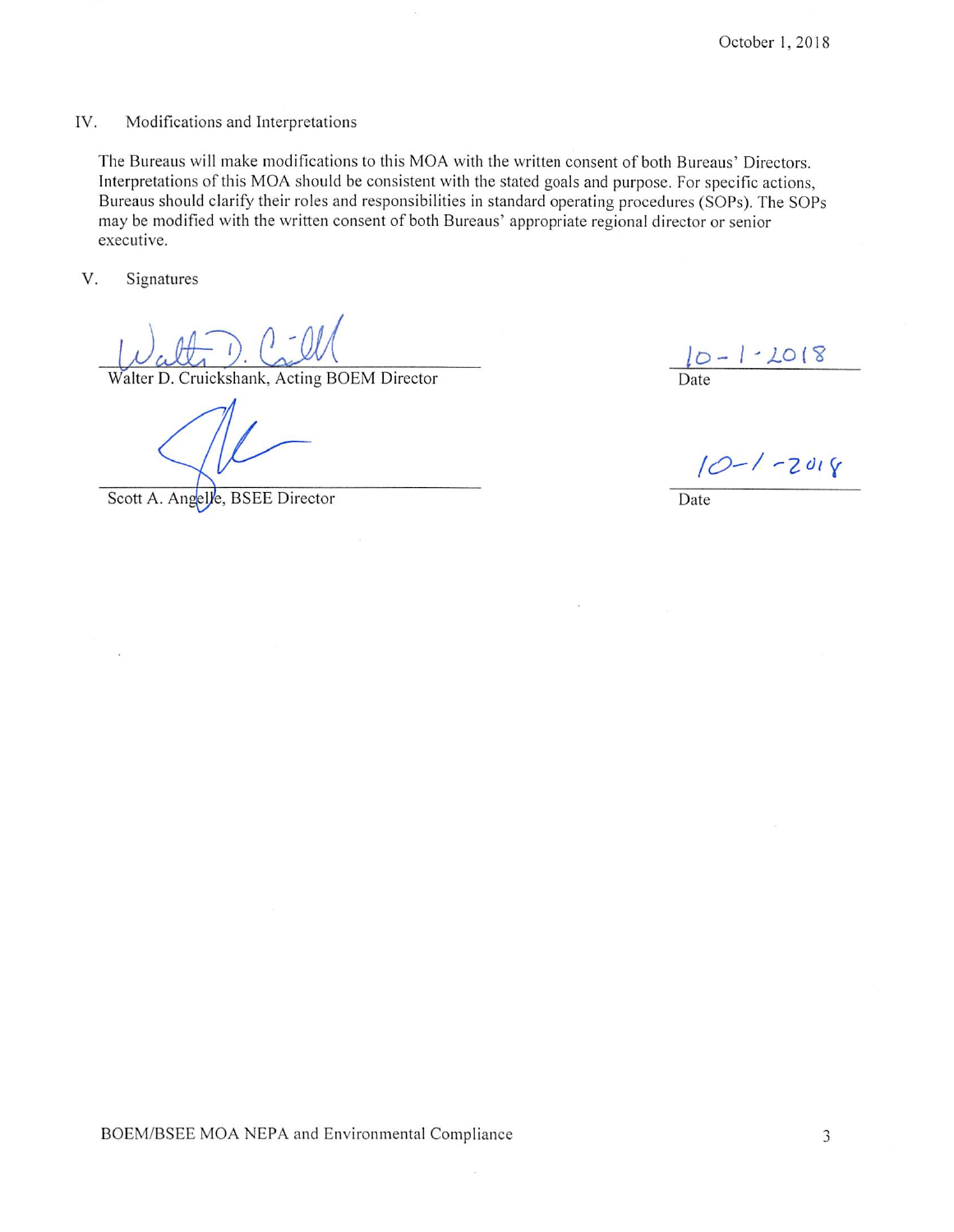## IV. Modifications and Interpretations

The Bureaus will make modifications to this MOA with the written consent of both Bureaus' Directors. Interpretations of this MOA should be consistent with the stated goals and purpose. For specific actions, Bureaus should clarify their roles and responsibilities in standard operating procedures (SOPs). The SOPs may be modified with the written consent of both Bureaus' appropriate regional director or senior executive.

## V. Signatures

Walter D. Cruickshank, Acting BOEM Director — Date: 10-1-2018

Scott A. Angelle, BSEE Director — Date: 10-1-2018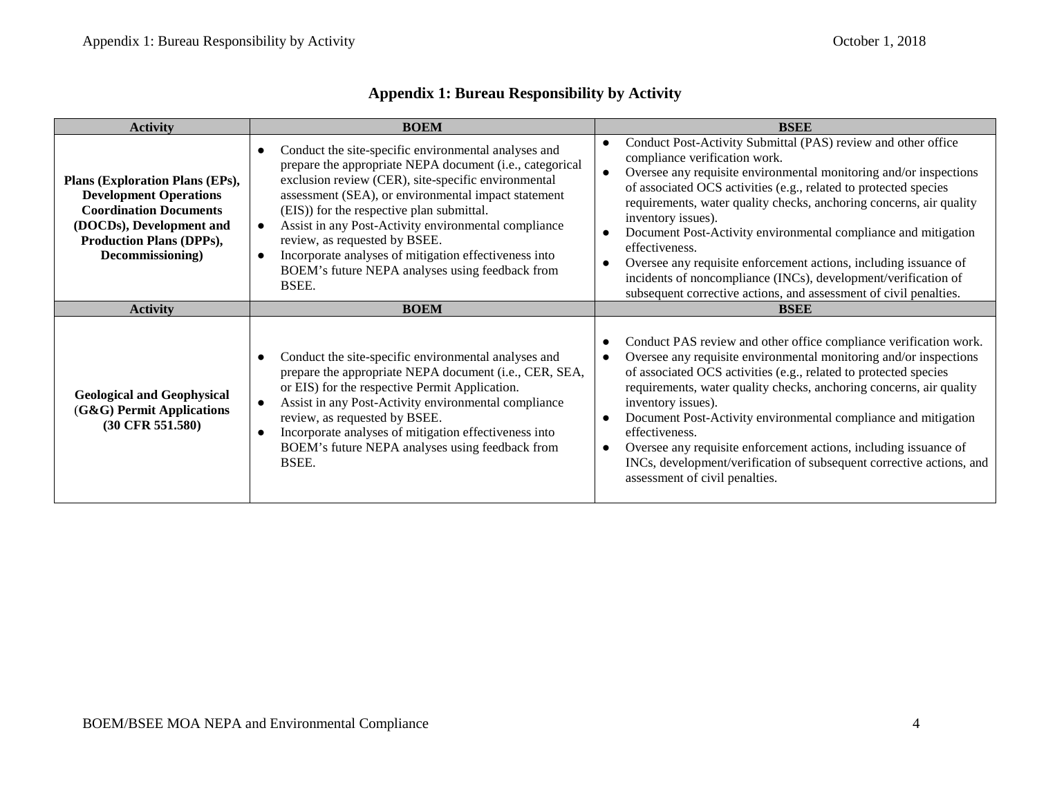## Appendix 1: Bureau Responsibility by Activity

| Activity | BOEM | BSEE |
| --- | --- | --- |
| **Plans (Exploration Plans (EPs), Development Operations Coordination Documents (DOCDs), Development and Production Plans (DPPs), Decommissioning)** | • Conduct the site-specific environmental analyses and prepare the appropriate NEPA document (i.e., categorical exclusion review (CER), site-specific environmental assessment (SEA), or environmental impact statement (EIS)) for the respective plan submittal.<br>• Assist in any Post-Activity environmental compliance review, as requested by BSEE.<br>• Incorporate analyses of mitigation effectiveness into BOEM's future NEPA analyses using feedback from BSEE. | • Conduct Post-Activity Submittal (PAS) review and other office compliance verification work.<br>• Oversee any requisite environmental monitoring and/or inspections of associated OCS activities (e.g., related to protected species requirements, water quality checks, anchoring concerns, air quality inventory issues).<br>• Document Post-Activity environmental compliance and mitigation effectiveness.<br>• Oversee any requisite enforcement actions, including issuance of incidents of noncompliance (INCs), development/verification of subsequent corrective actions, and assessment of civil penalties. |
| **Activity** | **BOEM** | **BSEE** |
| **Geological and Geophysical (G&G) Permit Applications (30 CFR 551.580)** | • Conduct the site-specific environmental analyses and prepare the appropriate NEPA document (i.e., CER, SEA, or EIS) for the respective Permit Application.<br>• Assist in any Post-Activity environmental compliance review, as requested by BSEE.<br>• Incorporate analyses of mitigation effectiveness into BOEM's future NEPA analyses using feedback from BSEE. | • Conduct PAS review and other office compliance verification work.<br>• Oversee any requisite environmental monitoring and/or inspections of associated OCS activities (e.g., related to protected species requirements, water quality checks, anchoring concerns, air quality inventory issues).<br>• Document Post-Activity environmental compliance and mitigation effectiveness.<br>• Oversee any requisite enforcement actions, including issuance of INCs, development/verification of subsequent corrective actions, and assessment of civil penalties. |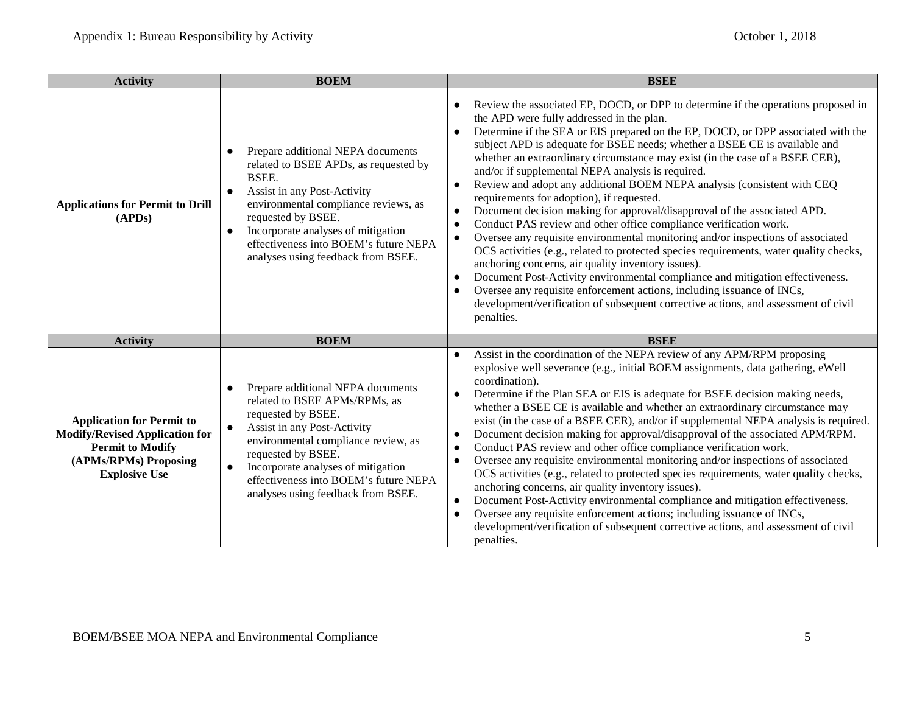| Activity | BOEM | BSEE |
|---|---|---|
| **Applications for Permit to Drill (APDs)** | ● Prepare additional NEPA documents related to BSEE APDs, as requested by BSEE.<br>● Assist in any Post-Activity environmental compliance reviews, as requested by BSEE.<br>● Incorporate analyses of mitigation effectiveness into BOEM's future NEPA analyses using feedback from BSEE. | ● Review the associated EP, DOCD, or DPP to determine if the operations proposed in the APD were fully addressed in the plan.<br>● Determine if the SEA or EIS prepared on the EP, DOCD, or DPP associated with the subject APD is adequate for BSEE needs; whether a BSEE CE is available and whether an extraordinary circumstance may exist (in the case of a BSEE CER), and/or if supplemental NEPA analysis is required.<br>● Review and adopt any additional BOEM NEPA analysis (consistent with CEQ requirements for adoption), if requested.<br>● Document decision making for approval/disapproval of the associated APD.<br>● Conduct PAS review and other office compliance verification work.<br>● Oversee any requisite environmental monitoring and/or inspections of associated OCS activities (e.g., related to protected species requirements, water quality checks, anchoring concerns, air quality inventory issues).<br>● Document Post-Activity environmental compliance and mitigation effectiveness.<br>● Oversee any requisite enforcement actions, including issuance of INCs, development/verification of subsequent corrective actions, and assessment of civil penalties. |
| **Application for Permit to Modify/Revised Application for Permit to Modify (APMs/RPMs) Proposing Explosive Use** | ● Prepare additional NEPA documents related to BSEE APMs/RPMs, as requested by BSEE.<br>● Assist in any Post-Activity environmental compliance review, as requested by BSEE.<br>● Incorporate analyses of mitigation effectiveness into BOEM's future NEPA analyses using feedback from BSEE. | ● Assist in the coordination of the NEPA review of any APM/RPM proposing explosive well severance (e.g., initial BOEM assignments, data gathering, eWell coordination).<br>● Determine if the Plan SEA or EIS is adequate for BSEE decision making needs, whether a BSEE CE is available and whether an extraordinary circumstance may exist (in the case of a BSEE CER), and/or if supplemental NEPA analysis is required.<br>● Document decision making for approval/disapproval of the associated APM/RPM.<br>● Conduct PAS review and other office compliance verification work.<br>● Oversee any requisite environmental monitoring and/or inspections of associated OCS activities (e.g., related to protected species requirements, water quality checks, anchoring concerns, air quality inventory issues).<br>● Document Post-Activity environmental compliance and mitigation effectiveness.<br>● Oversee any requisite enforcement actions; including issuance of INCs, development/verification of subsequent corrective actions, and assessment of civil penalties. |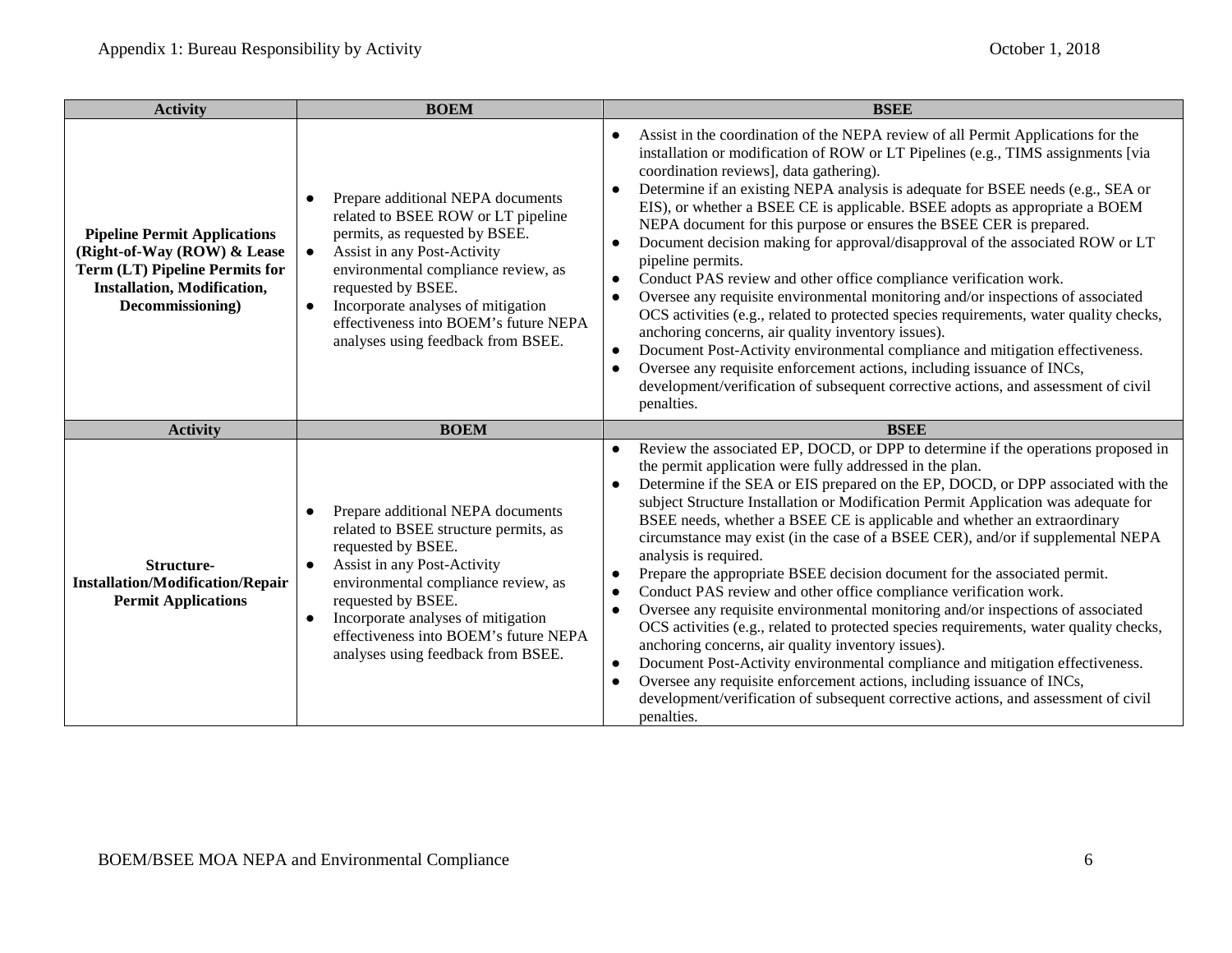| Activity | BOEM | BSEE |
|---|---|---|
| **Pipeline Permit Applications (Right-of-Way (ROW) & Lease Term (LT) Pipeline Permits for Installation, Modification, Decommissioning)** | ● Prepare additional NEPA documents related to BSEE ROW or LT pipeline permits, as requested by BSEE.<br>● Assist in any Post-Activity environmental compliance review, as requested by BSEE.<br>● Incorporate analyses of mitigation effectiveness into BOEM's future NEPA analyses using feedback from BSEE. | ● Assist in the coordination of the NEPA review of all Permit Applications for the installation or modification of ROW or LT Pipelines (e.g., TIMS assignments [via coordination reviews], data gathering).<br>● Determine if an existing NEPA analysis is adequate for BSEE needs (e.g., SEA or EIS), or whether a BSEE CE is applicable. BSEE adopts as appropriate a BOEM NEPA document for this purpose or ensures the BSEE CER is prepared.<br>● Document decision making for approval/disapproval of the associated ROW or LT pipeline permits.<br>● Conduct PAS review and other office compliance verification work.<br>● Oversee any requisite environmental monitoring and/or inspections of associated OCS activities (e.g., related to protected species requirements, water quality checks, anchoring concerns, air quality inventory issues).<br>● Document Post-Activity environmental compliance and mitigation effectiveness.<br>● Oversee any requisite enforcement actions, including issuance of INCs, development/verification of subsequent corrective actions, and assessment of civil penalties. |
| **Activity** | **BOEM** | **BSEE** |
| **Structure-Installation/Modification/Repair Permit Applications** | ● Prepare additional NEPA documents related to BSEE structure permits, as requested by BSEE.<br>● Assist in any Post-Activity environmental compliance review, as requested by BSEE.<br>● Incorporate analyses of mitigation effectiveness into BOEM's future NEPA analyses using feedback from BSEE. | ● Review the associated EP, DOCD, or DPP to determine if the operations proposed in the permit application were fully addressed in the plan.<br>● Determine if the SEA or EIS prepared on the EP, DOCD, or DPP associated with the subject Structure Installation or Modification Permit Application was adequate for BSEE needs, whether a BSEE CE is applicable and whether an extraordinary circumstance may exist (in the case of a BSEE CER), and/or if supplemental NEPA analysis is required.<br>● Prepare the appropriate BSEE decision document for the associated permit.<br>● Conduct PAS review and other office compliance verification work.<br>● Oversee any requisite environmental monitoring and/or inspections of associated OCS activities (e.g., related to protected species requirements, water quality checks, anchoring concerns, air quality inventory issues).<br>● Document Post-Activity environmental compliance and mitigation effectiveness.<br>● Oversee any requisite enforcement actions, including issuance of INCs, development/verification of subsequent corrective actions, and assessment of civil penalties. |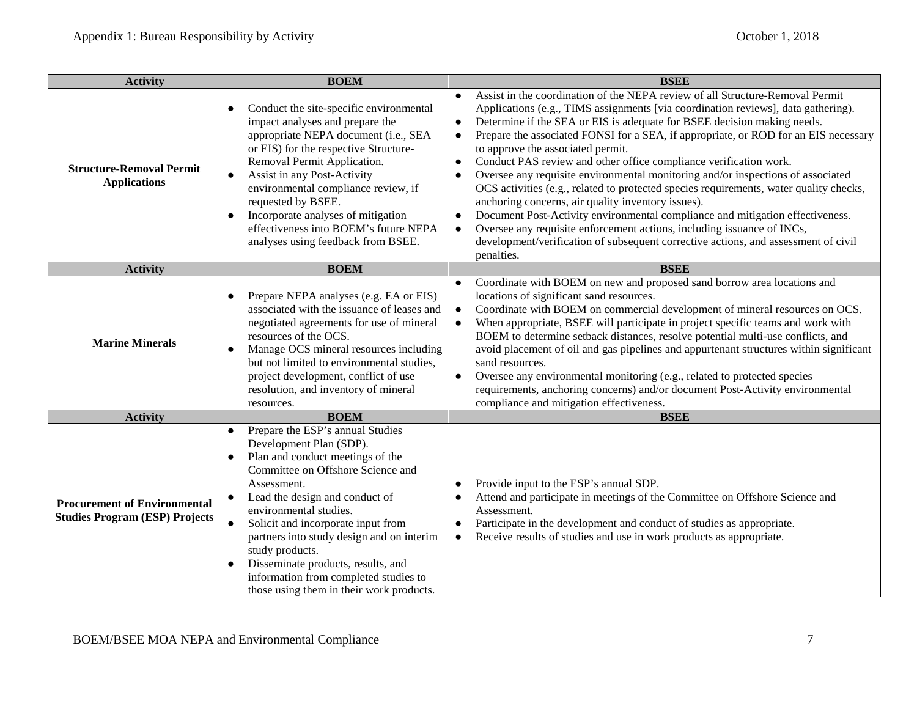| Activity | BOEM | BSEE |
| --- | --- | --- |
| **Structure-Removal Permit Applications** | • Conduct the site-specific environmental impact analyses and prepare the appropriate NEPA document (i.e., SEA or EIS) for the respective Structure-Removal Permit Application.<br>• Assist in any Post-Activity environmental compliance review, if requested by BSEE.<br>• Incorporate analyses of mitigation effectiveness into BOEM's future NEPA analyses using feedback from BSEE. | • Assist in the coordination of the NEPA review of all Structure-Removal Permit Applications (e.g., TIMS assignments [via coordination reviews], data gathering).<br>• Determine if the SEA or EIS is adequate for BSEE decision making needs.<br>• Prepare the associated FONSI for a SEA, if appropriate, or ROD for an EIS necessary to approve the associated permit.<br>• Conduct PAS review and other office compliance verification work.<br>• Oversee any requisite environmental monitoring and/or inspections of associated OCS activities (e.g., related to protected species requirements, water quality checks, anchoring concerns, air quality inventory issues).<br>• Document Post-Activity environmental compliance and mitigation effectiveness.<br>• Oversee any requisite enforcement actions, including issuance of INCs, development/verification of subsequent corrective actions, and assessment of civil penalties. |
| **Activity** | **BOEM** | **BSEE** |
| **Marine Minerals** | • Prepare NEPA analyses (e.g. EA or EIS) associated with the issuance of leases and negotiated agreements for use of mineral resources of the OCS.<br>• Manage OCS mineral resources including but not limited to environmental studies, project development, conflict of use resolution, and inventory of mineral resources. | • Coordinate with BOEM on new and proposed sand borrow area locations and locations of significant sand resources.<br>• Coordinate with BOEM on commercial development of mineral resources on OCS.<br>• When appropriate, BSEE will participate in project specific teams and work with BOEM to determine setback distances, resolve potential multi-use conflicts, and avoid placement of oil and gas pipelines and appurtenant structures within significant sand resources.<br>• Oversee any environmental monitoring (e.g., related to protected species requirements, anchoring concerns) and/or document Post-Activity environmental compliance and mitigation effectiveness. |
| **Activity** | **BOEM** | **BSEE** |
| **Procurement of Environmental Studies Program (ESP) Projects** | • Prepare the ESP's annual Studies Development Plan (SDP).<br>• Plan and conduct meetings of the Committee on Offshore Science and Assessment.<br>• Lead the design and conduct of environmental studies.<br>• Solicit and incorporate input from partners into study design and on interim study products.<br>• Disseminate products, results, and information from completed studies to those using them in their work products. | • Provide input to the ESP's annual SDP.<br>• Attend and participate in meetings of the Committee on Offshore Science and Assessment.<br>• Participate in the development and conduct of studies as appropriate.<br>• Receive results of studies and use in work products as appropriate. |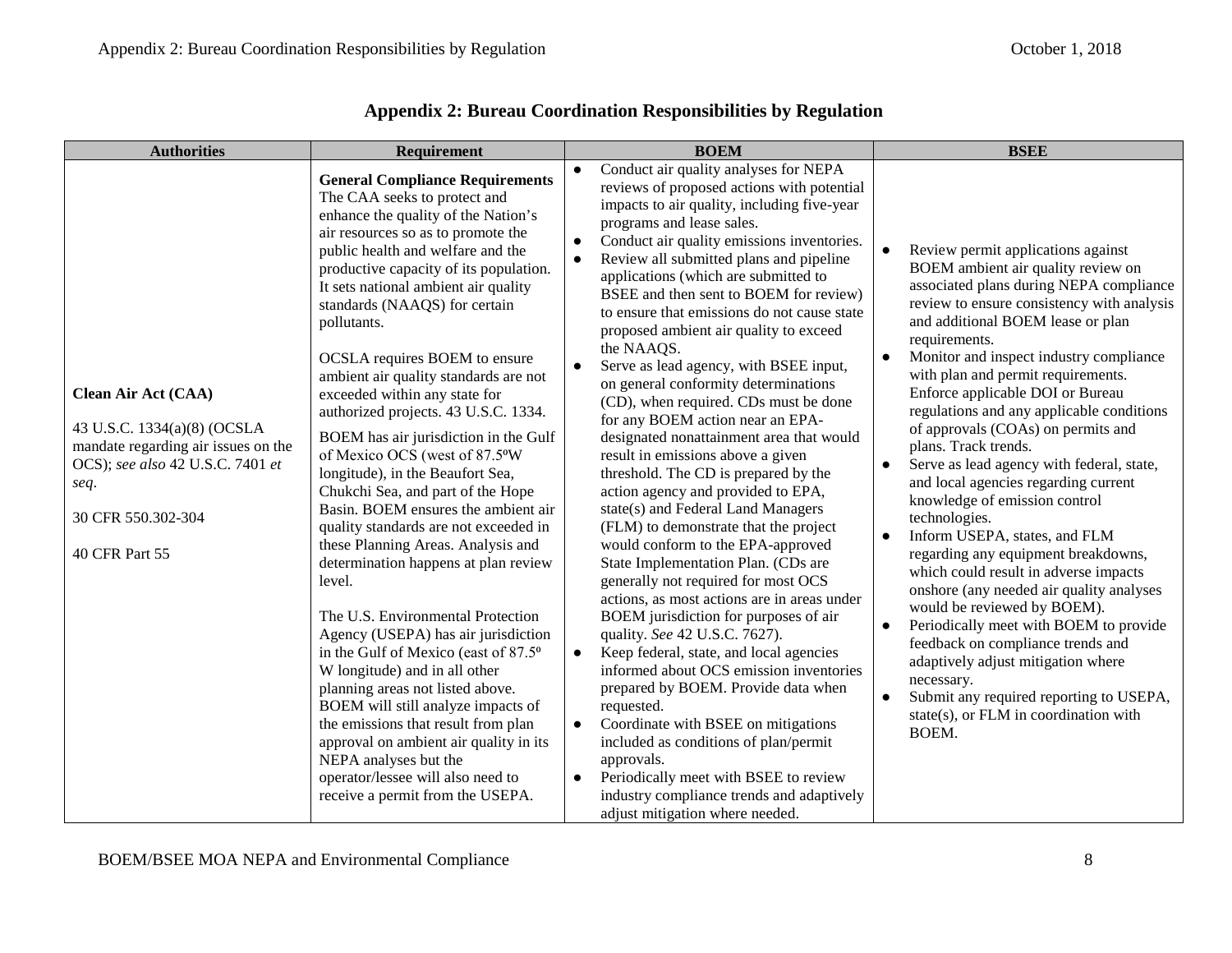# Appendix 2: Bureau Coordination Responsibilities by Regulation

| Authorities | Requirement | BOEM | BSEE |
|---|---|---|---|
| **Clean Air Act (CAA)**<br><br>43 U.S.C. 1334(a)(8) (OCSLA mandate regarding air issues on the OCS); *see also* 42 U.S.C. 7401 *et seq*.<br><br>30 CFR 550.302-304<br><br>40 CFR Part 55 | **General Compliance Requirements**<br>The CAA seeks to protect and enhance the quality of the Nation's air resources so as to promote the public health and welfare and the productive capacity of its population. It sets national ambient air quality standards (NAAQS) for certain pollutants.<br><br>OCSLA requires BOEM to ensure ambient air quality standards are not exceeded within any state for authorized projects. 43 U.S.C. 1334.<br><br>BOEM has air jurisdiction in the Gulf of Mexico OCS (west of 87.5ºW longitude), in the Beaufort Sea, Chukchi Sea, and part of the Hope Basin. BOEM ensures the ambient air quality standards are not exceeded in these Planning Areas. Analysis and determination happens at plan review level.<br><br>The U.S. Environmental Protection Agency (USEPA) has air jurisdiction in the Gulf of Mexico (east of 87.5º W longitude) and in all other planning areas not listed above. BOEM will still analyze impacts of the emissions that result from plan approval on ambient air quality in its NEPA analyses but the operator/lessee will also need to receive a permit from the USEPA. | ● Conduct air quality analyses for NEPA reviews of proposed actions with potential impacts to air quality, including five-year programs and lease sales.<br>● Conduct air quality emissions inventories.<br>● Review all submitted plans and pipeline applications (which are submitted to BSEE and then sent to BOEM for review) to ensure that emissions do not cause state proposed ambient air quality to exceed the NAAQS.<br>● Serve as lead agency, with BSEE input, on general conformity determinations (CD), when required. CDs must be done for any BOEM action near an EPA-designated nonattainment area that would result in emissions above a given threshold. The CD is prepared by the action agency and provided to EPA, state(s) and Federal Land Managers (FLM) to demonstrate that the project would conform to the EPA-approved State Implementation Plan. (CDs are generally not required for most OCS actions, as most actions are in areas under BOEM jurisdiction for purposes of air quality. *See* 42 U.S.C. 7627).<br>● Keep federal, state, and local agencies informed about OCS emission inventories prepared by BOEM. Provide data when requested.<br>● Coordinate with BSEE on mitigations included as conditions of plan/permit approvals.<br>● Periodically meet with BSEE to review industry compliance trends and adaptively adjust mitigation where needed. | ● Review permit applications against BOEM ambient air quality review on associated plans during NEPA compliance review to ensure consistency with analysis and additional BOEM lease or plan requirements.<br>● Monitor and inspect industry compliance with plan and permit requirements. Enforce applicable DOI or Bureau regulations and any applicable conditions of approvals (COAs) on permits and plans. Track trends.<br>● Serve as lead agency with federal, state, and local agencies regarding current knowledge of emission control technologies.<br>● Inform USEPA, states, and FLM regarding any equipment breakdowns, which could result in adverse impacts onshore (any needed air quality analyses would be reviewed by BOEM).<br>● Periodically meet with BOEM to provide feedback on compliance trends and adaptively adjust mitigation where necessary.<br>● Submit any required reporting to USEPA, state(s), or FLM in coordination with BOEM. |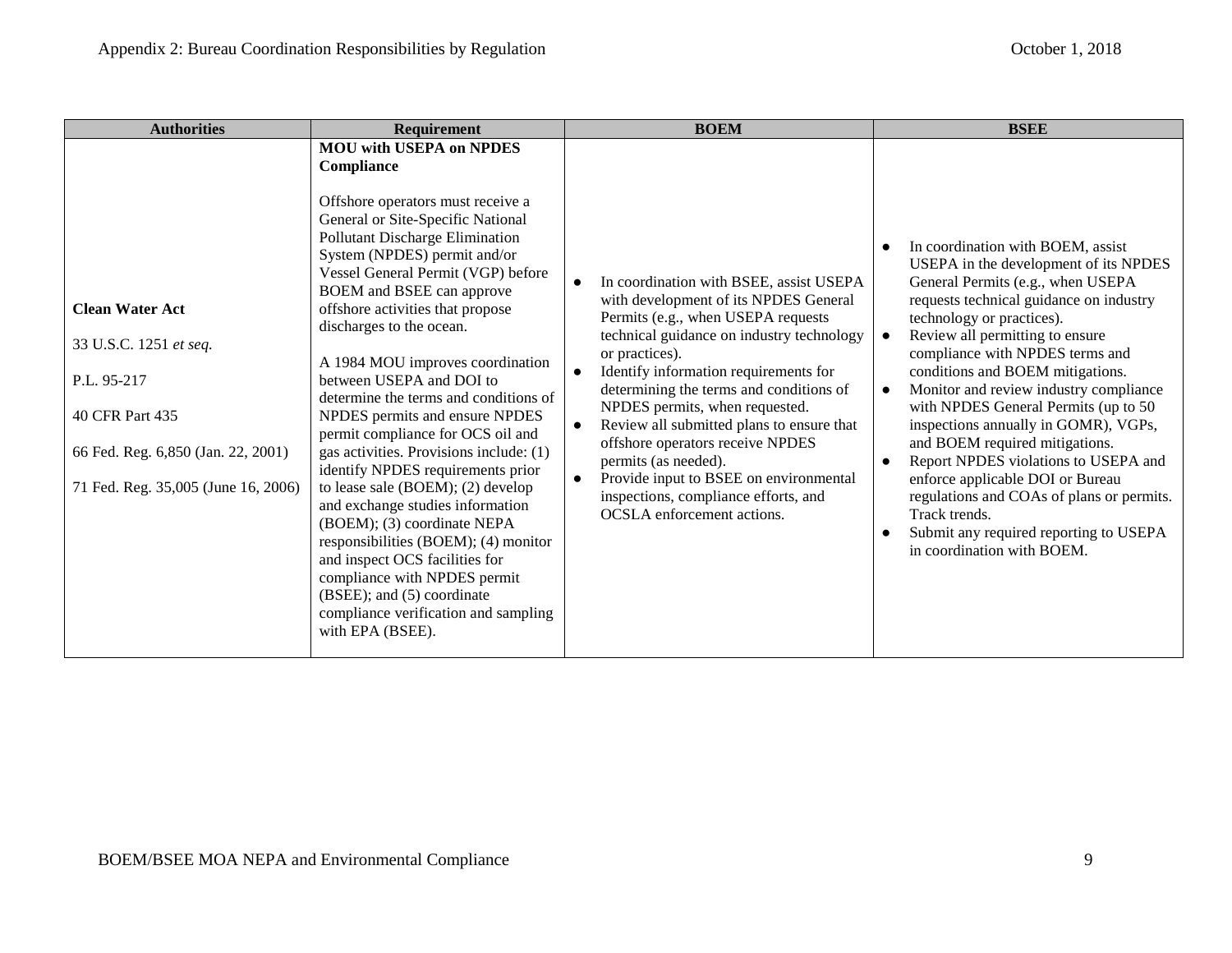| Authorities | Requirement | BOEM | BSEE |
|---|---|---|---|
| **Clean Water Act**<br><br>33 U.S.C. 1251 *et seq.*<br><br>P.L. 95-217<br><br>40 CFR Part 435<br><br>66 Fed. Reg. 6,850 (Jan. 22, 2001)<br><br>71 Fed. Reg. 35,005 (June 16, 2006) | **MOU with USEPA on NPDES Compliance**<br><br>Offshore operators must receive a General or Site-Specific National Pollutant Discharge Elimination System (NPDES) permit and/or Vessel General Permit (VGP) before BOEM and BSEE can approve offshore activities that propose discharges to the ocean.<br><br>A 1984 MOU improves coordination between USEPA and DOI to determine the terms and conditions of NPDES permits and ensure NPDES permit compliance for OCS oil and gas activities. Provisions include: (1) identify NPDES requirements prior to lease sale (BOEM); (2) develop and exchange studies information (BOEM); (3) coordinate NEPA responsibilities (BOEM); (4) monitor and inspect OCS facilities for compliance with NPDES permit (BSEE); and (5) coordinate compliance verification and sampling with EPA (BSEE). | • In coordination with BSEE, assist USEPA with development of its NPDES General Permits (e.g., when USEPA requests technical guidance on industry technology or practices).<br>• Identify information requirements for determining the terms and conditions of NPDES permits, when requested.<br>• Review all submitted plans to ensure that offshore operators receive NPDES permits (as needed).<br>• Provide input to BSEE on environmental inspections, compliance efforts, and OCSLA enforcement actions. | • In coordination with BOEM, assist USEPA in the development of its NPDES General Permits (e.g., when USEPA requests technical guidance on industry technology or practices).<br>• Review all permitting to ensure compliance with NPDES terms and conditions and BOEM mitigations.<br>• Monitor and review industry compliance with NPDES General Permits (up to 50 inspections annually in GOMR), VGPs, and BOEM required mitigations.<br>• Report NPDES violations to USEPA and enforce applicable DOI or Bureau regulations and COAs of plans or permits. Track trends.<br>• Submit any required reporting to USEPA in coordination with BOEM. |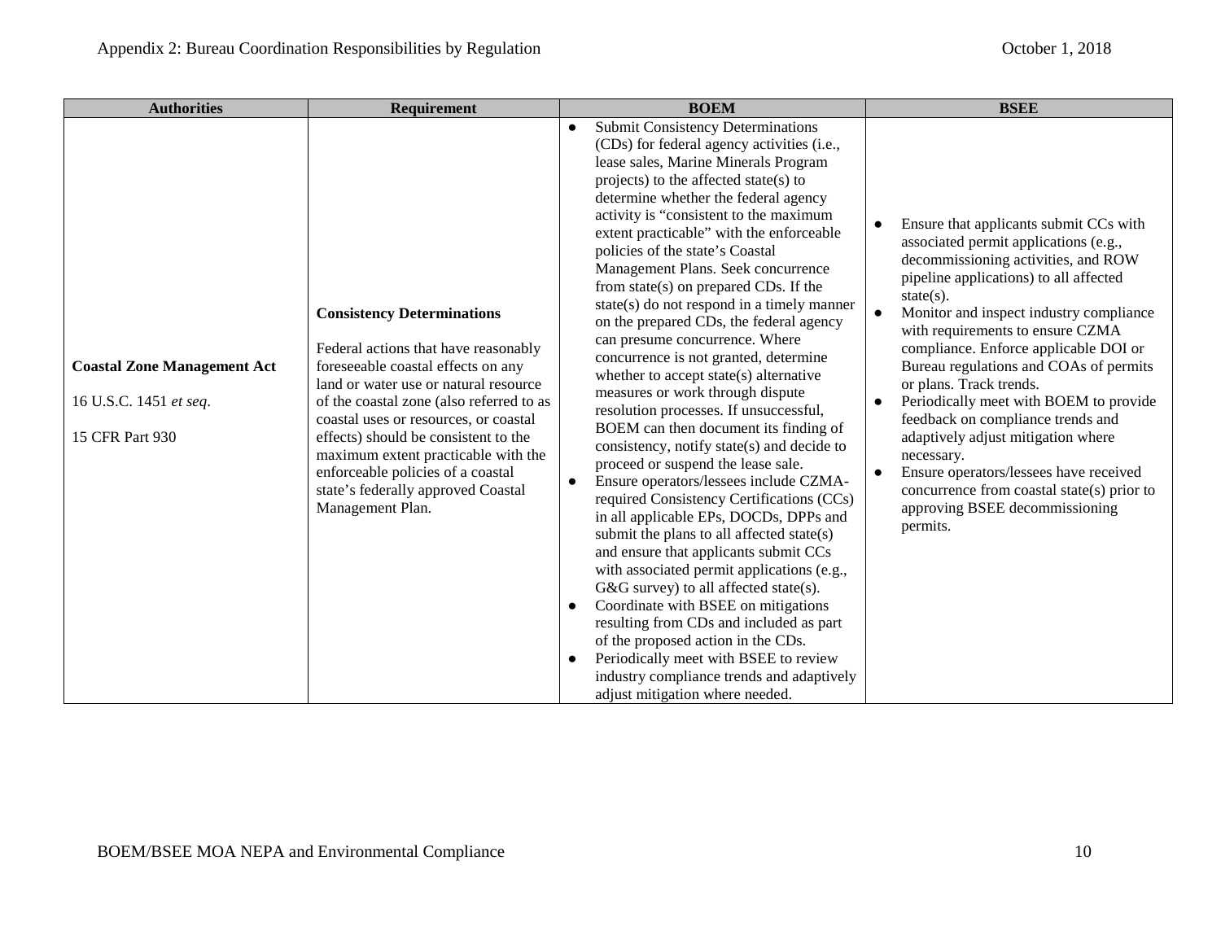| Authorities | Requirement | BOEM | BSEE |
|---|---|---|---|
| **Coastal Zone Management Act**<br><br>16 U.S.C. 1451 *et seq*.<br><br>15 CFR Part 930 | **Consistency Determinations**<br><br>Federal actions that have reasonably foreseeable coastal effects on any land or water use or natural resource of the coastal zone (also referred to as coastal uses or resources, or coastal effects) should be consistent to the maximum extent practicable with the enforceable policies of a coastal state's federally approved Coastal Management Plan. | • Submit Consistency Determinations (CDs) for federal agency activities (i.e., lease sales, Marine Minerals Program projects) to the affected state(s) to determine whether the federal agency activity is "consistent to the maximum extent practicable" with the enforceable policies of the state's Coastal Management Plans. Seek concurrence from state(s) on prepared CDs. If the state(s) do not respond in a timely manner on the prepared CDs, the federal agency can presume concurrence. Where concurrence is not granted, determine whether to accept state(s) alternative measures or work through dispute resolution processes. If unsuccessful, BOEM can then document its finding of consistency, notify state(s) and decide to proceed or suspend the lease sale.<br>• Ensure operators/lessees include CZMA-required Consistency Certifications (CCs) in all applicable EPs, DOCDs, DPPs and submit the plans to all affected state(s) and ensure that applicants submit CCs with associated permit applications (e.g., G&G survey) to all affected state(s).<br>• Coordinate with BSEE on mitigations resulting from CDs and included as part of the proposed action in the CDs.<br>• Periodically meet with BSEE to review industry compliance trends and adaptively adjust mitigation where needed. | • Ensure that applicants submit CCs with associated permit applications (e.g., decommissioning activities, and ROW pipeline applications) to all affected state(s).<br>• Monitor and inspect industry compliance with requirements to ensure CZMA compliance. Enforce applicable DOI or Bureau regulations and COAs of permits or plans. Track trends.<br>• Periodically meet with BOEM to provide feedback on compliance trends and adaptively adjust mitigation where necessary.<br>• Ensure operators/lessees have received concurrence from coastal state(s) prior to approving BSEE decommissioning permits. |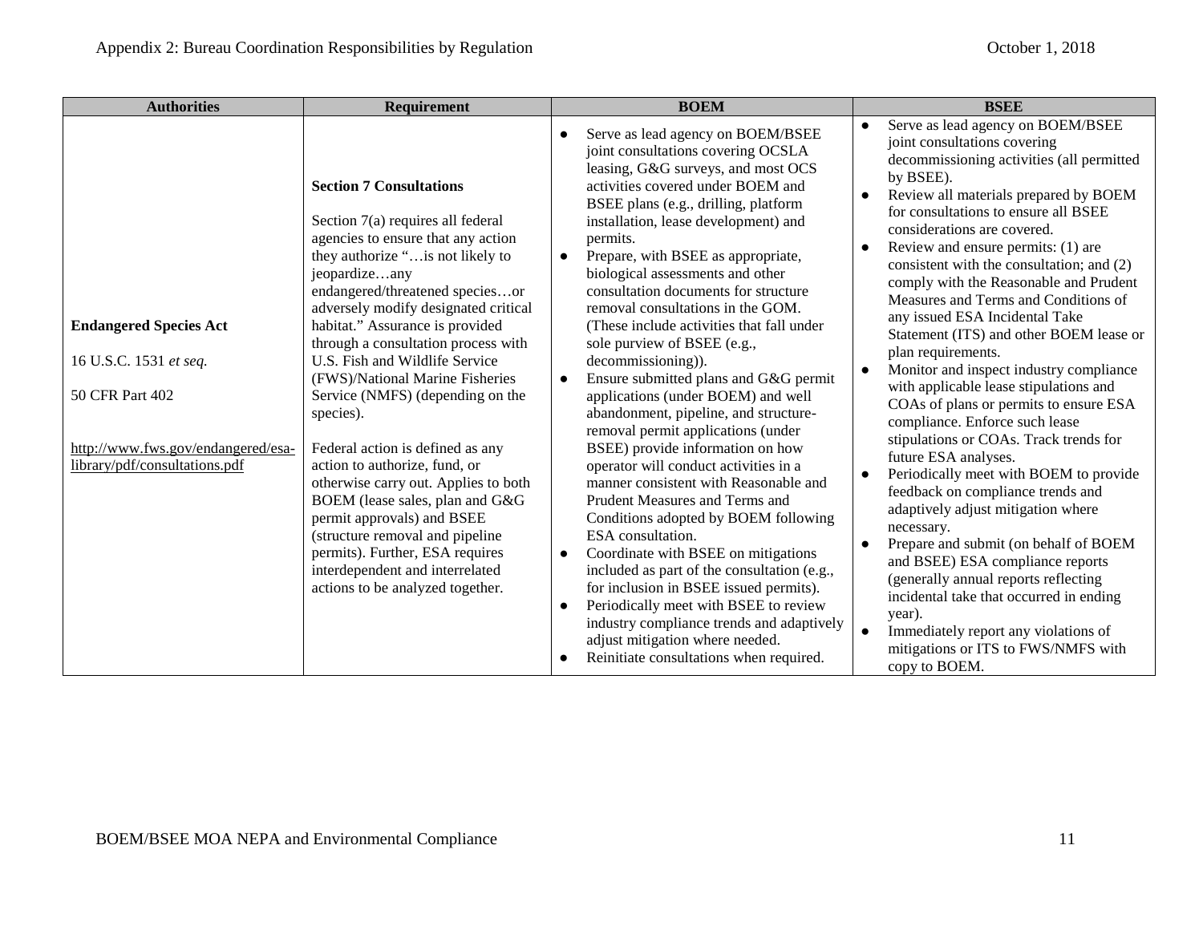| Authorities | Requirement | BOEM | BSEE |
|---|---|---|---|
| **Endangered Species Act**<br><br>16 U.S.C. 1531 *et seq.*<br><br>50 CFR Part 402<br><br>http://www.fws.gov/endangered/esa-library/pdf/consultations.pdf | **Section 7 Consultations**<br><br>Section 7(a) requires all federal agencies to ensure that any action they authorize "…is not likely to jeopardize…any endangered/threatened species…or adversely modify designated critical habitat." Assurance is provided through a consultation process with U.S. Fish and Wildlife Service (FWS)/National Marine Fisheries Service (NMFS) (depending on the species).<br><br>Federal action is defined as any action to authorize, fund, or otherwise carry out. Applies to both BOEM (lease sales, plan and G&G permit approvals) and BSEE (structure removal and pipeline permits). Further, ESA requires interdependent and interrelated actions to be analyzed together. | ● Serve as lead agency on BOEM/BSEE joint consultations covering OCSLA leasing, G&G surveys, and most OCS activities covered under BOEM and BSEE plans (e.g., drilling, platform installation, lease development) and permits.<br>● Prepare, with BSEE as appropriate, biological assessments and other consultation documents for structure removal consultations in the GOM. (These include activities that fall under sole purview of BSEE (e.g., decommissioning)).<br>● Ensure submitted plans and G&G permit applications (under BOEM) and well abandonment, pipeline, and structure-removal permit applications (under BSEE) provide information on how operator will conduct activities in a manner consistent with Reasonable and Prudent Measures and Terms and Conditions adopted by BOEM following ESA consultation.<br>● Coordinate with BSEE on mitigations included as part of the consultation (e.g., for inclusion in BSEE issued permits).<br>● Periodically meet with BSEE to review industry compliance trends and adaptively adjust mitigation where needed.<br>● Reinitiate consultations when required. | ● Serve as lead agency on BOEM/BSEE joint consultations covering decommissioning activities (all permitted by BSEE).<br>● Review all materials prepared by BOEM for consultations to ensure all BSEE considerations are covered.<br>● Review and ensure permits: (1) are consistent with the consultation; and (2) comply with the Reasonable and Prudent Measures and Terms and Conditions of any issued ESA Incidental Take Statement (ITS) and other BOEM lease or plan requirements.<br>● Monitor and inspect industry compliance with applicable lease stipulations and COAs of plans or permits to ensure ESA compliance. Enforce such lease stipulations or COAs. Track trends for future ESA analyses.<br>● Periodically meet with BOEM to provide feedback on compliance trends and adaptively adjust mitigation where necessary.<br>● Prepare and submit (on behalf of BOEM and BSEE) ESA compliance reports (generally annual reports reflecting incidental take that occurred in ending year).<br>● Immediately report any violations of mitigations or ITS to FWS/NMFS with copy to BOEM. |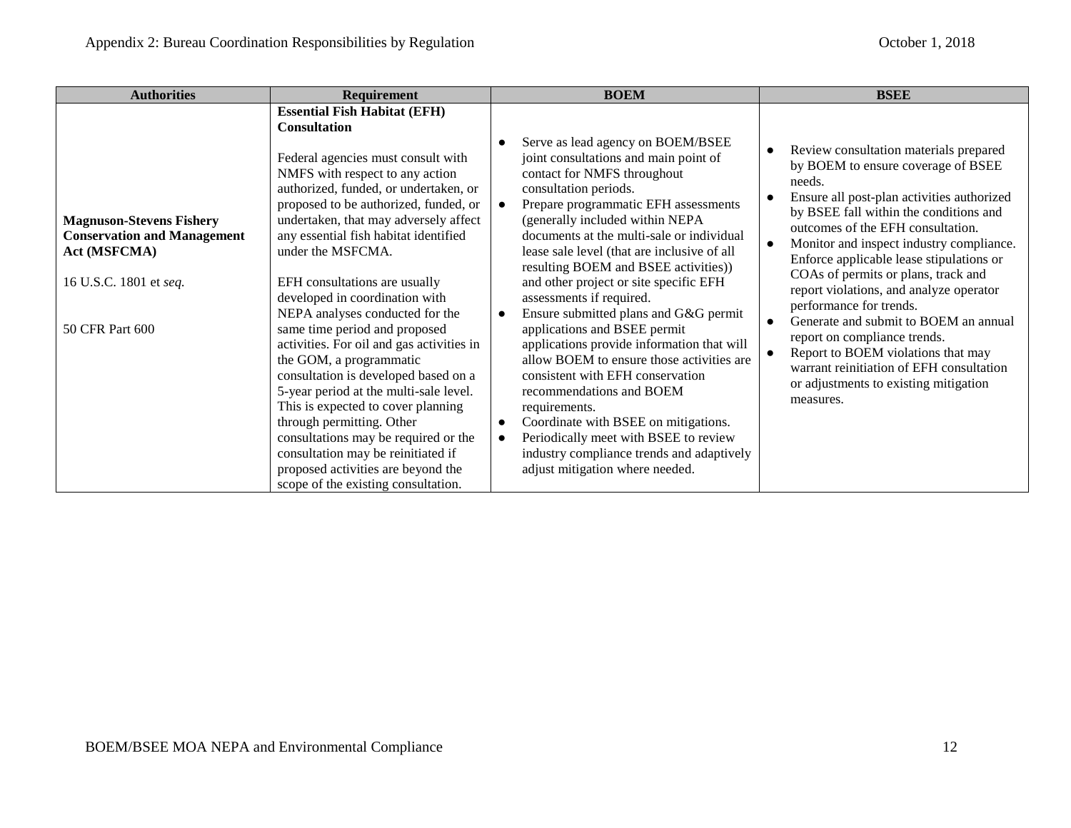| Authorities | Requirement | BOEM | BSEE |
|---|---|---|---|
| **Magnuson-Stevens Fishery Conservation and Management Act (MSFCMA)**<br><br>16 U.S.C. 1801 et *seq.*<br><br>50 CFR Part 600 | **Essential Fish Habitat (EFH) Consultation**<br><br>Federal agencies must consult with NMFS with respect to any action authorized, funded, or undertaken, or proposed to be authorized, funded, or undertaken, that may adversely affect any essential fish habitat identified under the MSFCMA.<br><br>EFH consultations are usually developed in coordination with NEPA analyses conducted for the same time period and proposed activities. For oil and gas activities in the GOM, a programmatic consultation is developed based on a 5-year period at the multi-sale level. This is expected to cover planning through permitting. Other consultations may be required or the consultation may be reinitiated if proposed activities are beyond the scope of the existing consultation. | ● Serve as lead agency on BOEM/BSEE joint consultations and main point of contact for NMFS throughout consultation periods.<br>● Prepare programmatic EFH assessments (generally included within NEPA documents at the multi-sale or individual lease sale level (that are inclusive of all resulting BOEM and BSEE activities)) and other project or site specific EFH assessments if required.<br>● Ensure submitted plans and G&G permit applications and BSEE permit applications provide information that will allow BOEM to ensure those activities are consistent with EFH conservation recommendations and BOEM requirements.<br>● Coordinate with BSEE on mitigations.<br>● Periodically meet with BSEE to review industry compliance trends and adaptively adjust mitigation where needed. | ● Review consultation materials prepared by BOEM to ensure coverage of BSEE needs.<br>● Ensure all post-plan activities authorized by BSEE fall within the conditions and outcomes of the EFH consultation.<br>● Monitor and inspect industry compliance. Enforce applicable lease stipulations or COAs of permits or plans, track and report violations, and analyze operator performance for trends.<br>● Generate and submit to BOEM an annual report on compliance trends.<br>● Report to BOEM violations that may warrant reinitiation of EFH consultation or adjustments to existing mitigation measures. |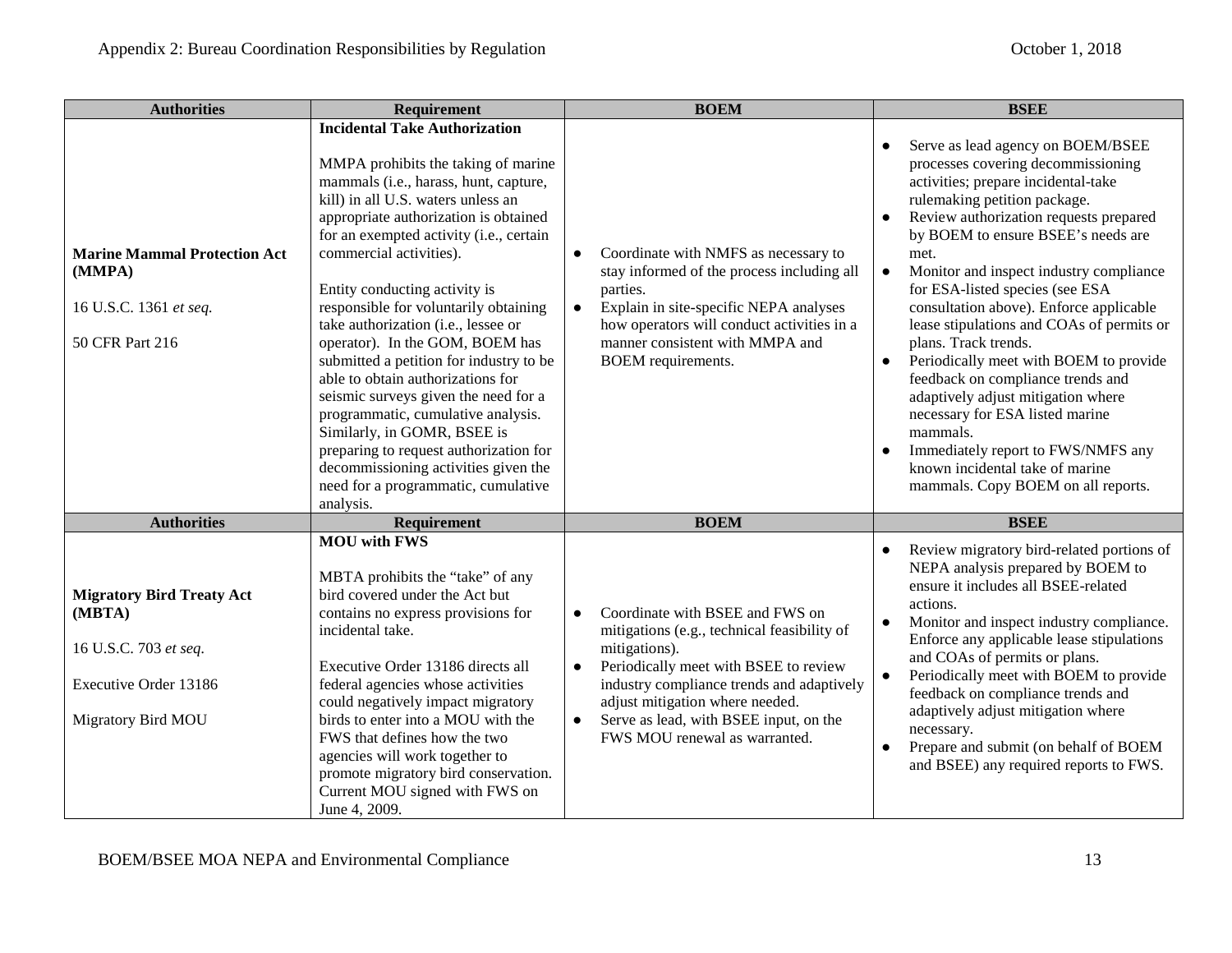| Authorities | Requirement | BOEM | BSEE |
|---|---|---|---|
| **Marine Mammal Protection Act (MMPA)**<br><br>16 U.S.C. 1361 *et seq.*<br><br>50 CFR Part 216 | **Incidental Take Authorization**<br><br>MMPA prohibits the taking of marine mammals (i.e., harass, hunt, capture, kill) in all U.S. waters unless an appropriate authorization is obtained for an exempted activity (i.e., certain commercial activities).<br><br>Entity conducting activity is responsible for voluntarily obtaining take authorization (i.e., lessee or operator). In the GOM, BOEM has submitted a petition for industry to be able to obtain authorizations for seismic surveys given the need for a programmatic, cumulative analysis. Similarly, in GOMR, BSEE is preparing to request authorization for decommissioning activities given the need for a programmatic, cumulative analysis. | • Coordinate with NMFS as necessary to stay informed of the process including all parties.<br>• Explain in site-specific NEPA analyses how operators will conduct activities in a manner consistent with MMPA and BOEM requirements. | • Serve as lead agency on BOEM/BSEE processes covering decommissioning activities; prepare incidental-take rulemaking petition package.<br>• Review authorization requests prepared by BOEM to ensure BSEE's needs are met.<br>• Monitor and inspect industry compliance for ESA-listed species (see ESA consultation above). Enforce applicable lease stipulations and COAs of permits or plans. Track trends.<br>• Periodically meet with BOEM to provide feedback on compliance trends and adaptively adjust mitigation where necessary for ESA listed marine mammals.<br>• Immediately report to FWS/NMFS any known incidental take of marine mammals. Copy BOEM on all reports. |
| **Authorities** | **Requirement** | **BOEM** | **BSEE** |
| **Migratory Bird Treaty Act (MBTA)**<br><br>16 U.S.C. 703 *et seq*.<br><br>Executive Order 13186<br><br>Migratory Bird MOU | **MOU with FWS**<br><br>MBTA prohibits the "take" of any bird covered under the Act but contains no express provisions for incidental take.<br><br>Executive Order 13186 directs all federal agencies whose activities could negatively impact migratory birds to enter into a MOU with the FWS that defines how the two agencies will work together to promote migratory bird conservation. Current MOU signed with FWS on June 4, 2009. | • Coordinate with BSEE and FWS on mitigations (e.g., technical feasibility of mitigations).<br>• Periodically meet with BSEE to review industry compliance trends and adaptively adjust mitigation where needed.<br>• Serve as lead, with BSEE input, on the FWS MOU renewal as warranted. | • Review migratory bird-related portions of NEPA analysis prepared by BOEM to ensure it includes all BSEE-related actions.<br>• Monitor and inspect industry compliance. Enforce any applicable lease stipulations and COAs of permits or plans.<br>• Periodically meet with BOEM to provide feedback on compliance trends and adaptively adjust mitigation where necessary.<br>• Prepare and submit (on behalf of BOEM and BSEE) any required reports to FWS. |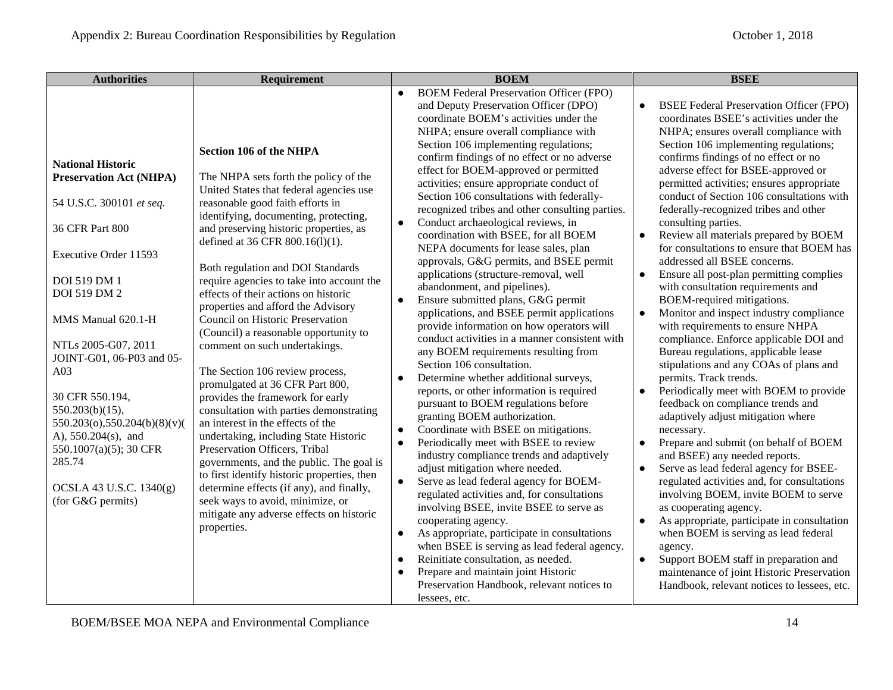| Authorities | Requirement | BOEM | BSEE |
|---|---|---|---|
| **National Historic Preservation Act (NHPA)**<br><br>54 U.S.C. 300101 *et seq.*<br><br>36 CFR Part 800<br><br>Executive Order 11593<br><br>DOI 519 DM 1<br>DOI 519 DM 2<br><br>MMS Manual 620.1-H<br><br>NTLs 2005-G07, 2011 JOINT-G01, 06-P03 and 05-A03<br><br>30 CFR 550.194, 550.203(b)(15), 550.203(o),550.204(b)(8)(v)(A), 550.204(s), and 550.1007(a)(5); 30 CFR 285.74<br><br>OCSLA 43 U.S.C. 1340(g) (for G&G permits) | **Section 106 of the NHPA**<br><br>The NHPA sets forth the policy of the United States that federal agencies use reasonable good faith efforts in identifying, documenting, protecting, and preserving historic properties, as defined at 36 CFR 800.16(l)(1).<br><br>Both regulation and DOI Standards require agencies to take into account the effects of their actions on historic properties and afford the Advisory Council on Historic Preservation (Council) a reasonable opportunity to comment on such undertakings.<br><br>The Section 106 review process, promulgated at 36 CFR Part 800, provides the framework for early consultation with parties demonstrating an interest in the effects of the undertaking, including State Historic Preservation Officers, Tribal governments, and the public. The goal is to first identify historic properties, then determine effects (if any), and finally, seek ways to avoid, minimize, or mitigate any adverse effects on historic properties. | ● BOEM Federal Preservation Officer (FPO) and Deputy Preservation Officer (DPO) coordinate BOEM's activities under the NHPA; ensure overall compliance with Section 106 implementing regulations; confirm findings of no effect or no adverse effect for BOEM-approved or permitted activities; ensure appropriate conduct of Section 106 consultations with federally-recognized tribes and other consulting parties.<br>● Conduct archaeological reviews, in coordination with BSEE, for all BOEM NEPA documents for lease sales, plan approvals, G&G permits, and BSEE permit applications (structure-removal, well abandonment, and pipelines).<br>● Ensure submitted plans, G&G permit applications, and BSEE permit applications provide information on how operators will conduct activities in a manner consistent with any BOEM requirements resulting from Section 106 consultation.<br>● Determine whether additional surveys, reports, or other information is required pursuant to BOEM regulations before granting BOEM authorization.<br>● Coordinate with BSEE on mitigations.<br>● Periodically meet with BSEE to review industry compliance trends and adaptively adjust mitigation where needed.<br>● Serve as lead federal agency for BOEM-regulated activities and, for consultations involving BSEE, invite BSEE to serve as cooperating agency.<br>● As appropriate, participate in consultations when BSEE is serving as lead federal agency.<br>● Reinitiate consultation, as needed.<br>● Prepare and maintain joint Historic Preservation Handbook, relevant notices to lessees, etc. | ● BSEE Federal Preservation Officer (FPO) coordinates BSEE's activities under the NHPA; ensures overall compliance with Section 106 implementing regulations; confirms findings of no effect or no adverse effect for BSEE-approved or permitted activities; ensures appropriate conduct of Section 106 consultations with federally-recognized tribes and other consulting parties.<br>● Review all materials prepared by BOEM for consultations to ensure that BOEM has addressed all BSEE concerns.<br>● Ensure all post-plan permitting complies with consultation requirements and BOEM-required mitigations.<br>● Monitor and inspect industry compliance with requirements to ensure NHPA compliance. Enforce applicable DOI and Bureau regulations, applicable lease stipulations and any COAs of plans and permits. Track trends.<br>● Periodically meet with BOEM to provide feedback on compliance trends and adaptively adjust mitigation where necessary.<br>● Prepare and submit (on behalf of BOEM and BSEE) any needed reports.<br>● Serve as lead federal agency for BSEE-regulated activities and, for consultations involving BOEM, invite BOEM to serve as cooperating agency.<br>● As appropriate, participate in consultation when BOEM is serving as lead federal agency.<br>● Support BOEM staff in preparation and maintenance of joint Historic Preservation Handbook, relevant notices to lessees, etc. |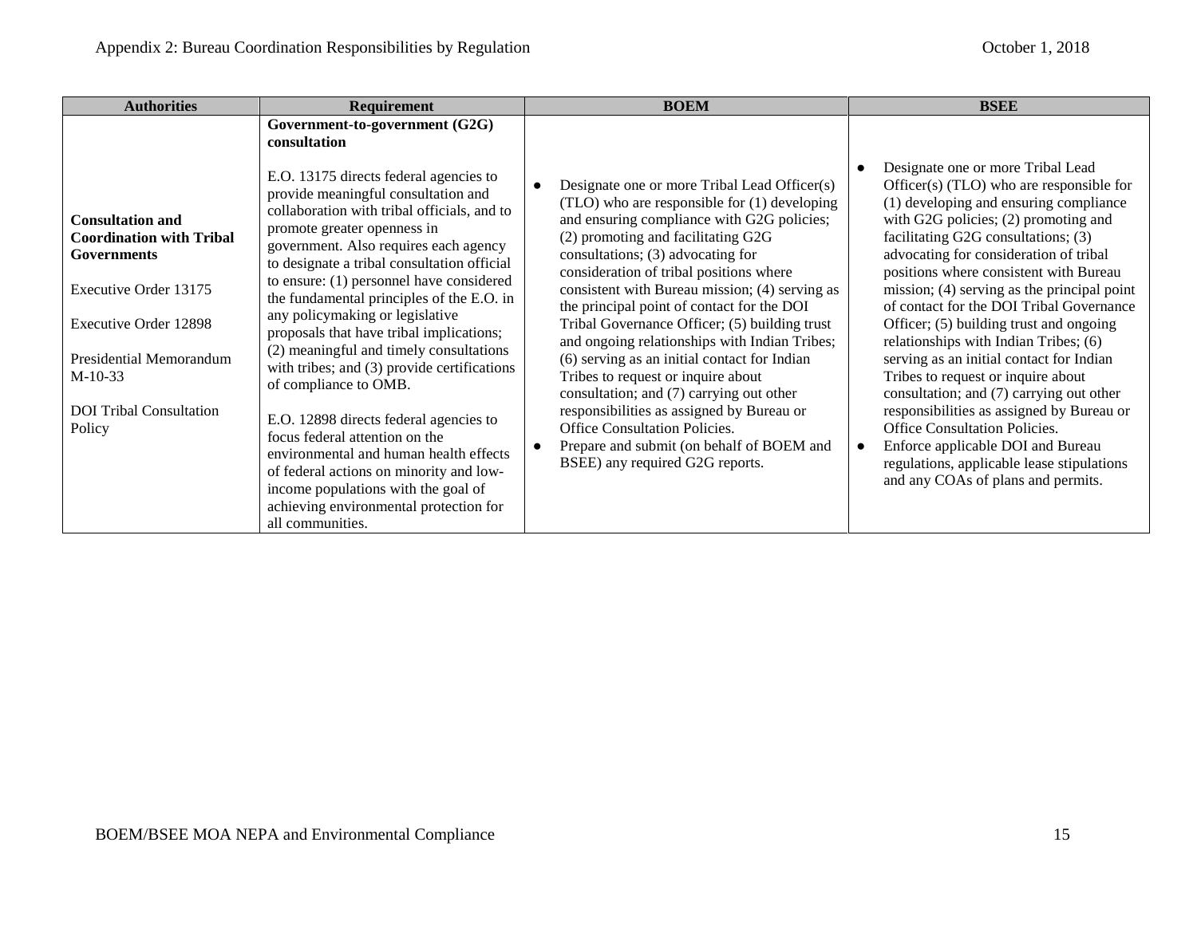| Authorities | Requirement | BOEM | BSEE |
|---|---|---|---|
| **Consultation and Coordination with Tribal Governments**<br><br>Executive Order 13175<br><br>Executive Order 12898<br><br>Presidential Memorandum M-10-33<br><br>DOI Tribal Consultation Policy | **Government-to-government (G2G) consultation**<br><br>E.O. 13175 directs federal agencies to provide meaningful consultation and collaboration with tribal officials, and to promote greater openness in government. Also requires each agency to designate a tribal consultation official to ensure: (1) personnel have considered the fundamental principles of the E.O. in any policymaking or legislative proposals that have tribal implications; (2) meaningful and timely consultations with tribes; and (3) provide certifications of compliance to OMB.<br><br>E.O. 12898 directs federal agencies to focus federal attention on the environmental and human health effects of federal actions on minority and low-income populations with the goal of achieving environmental protection for all communities. | • Designate one or more Tribal Lead Officer(s) (TLO) who are responsible for (1) developing and ensuring compliance with G2G policies; (2) promoting and facilitating G2G consultations; (3) advocating for consideration of tribal positions where consistent with Bureau mission; (4) serving as the principal point of contact for the DOI Tribal Governance Officer; (5) building trust and ongoing relationships with Indian Tribes; (6) serving as an initial contact for Indian Tribes to request or inquire about consultation; and (7) carrying out other responsibilities as assigned by Bureau or Office Consultation Policies.<br>• Prepare and submit (on behalf of BOEM and BSEE) any required G2G reports. | • Designate one or more Tribal Lead Officer(s) (TLO) who are responsible for (1) developing and ensuring compliance with G2G policies; (2) promoting and facilitating G2G consultations; (3) advocating for consideration of tribal positions where consistent with Bureau mission; (4) serving as the principal point of contact for the DOI Tribal Governance Officer; (5) building trust and ongoing relationships with Indian Tribes; (6) serving as an initial contact for Indian Tribes to request or inquire about consultation; and (7) carrying out other responsibilities as assigned by Bureau or Office Consultation Policies.<br>• Enforce applicable DOI and Bureau regulations, applicable lease stipulations and any COAs of plans and permits. |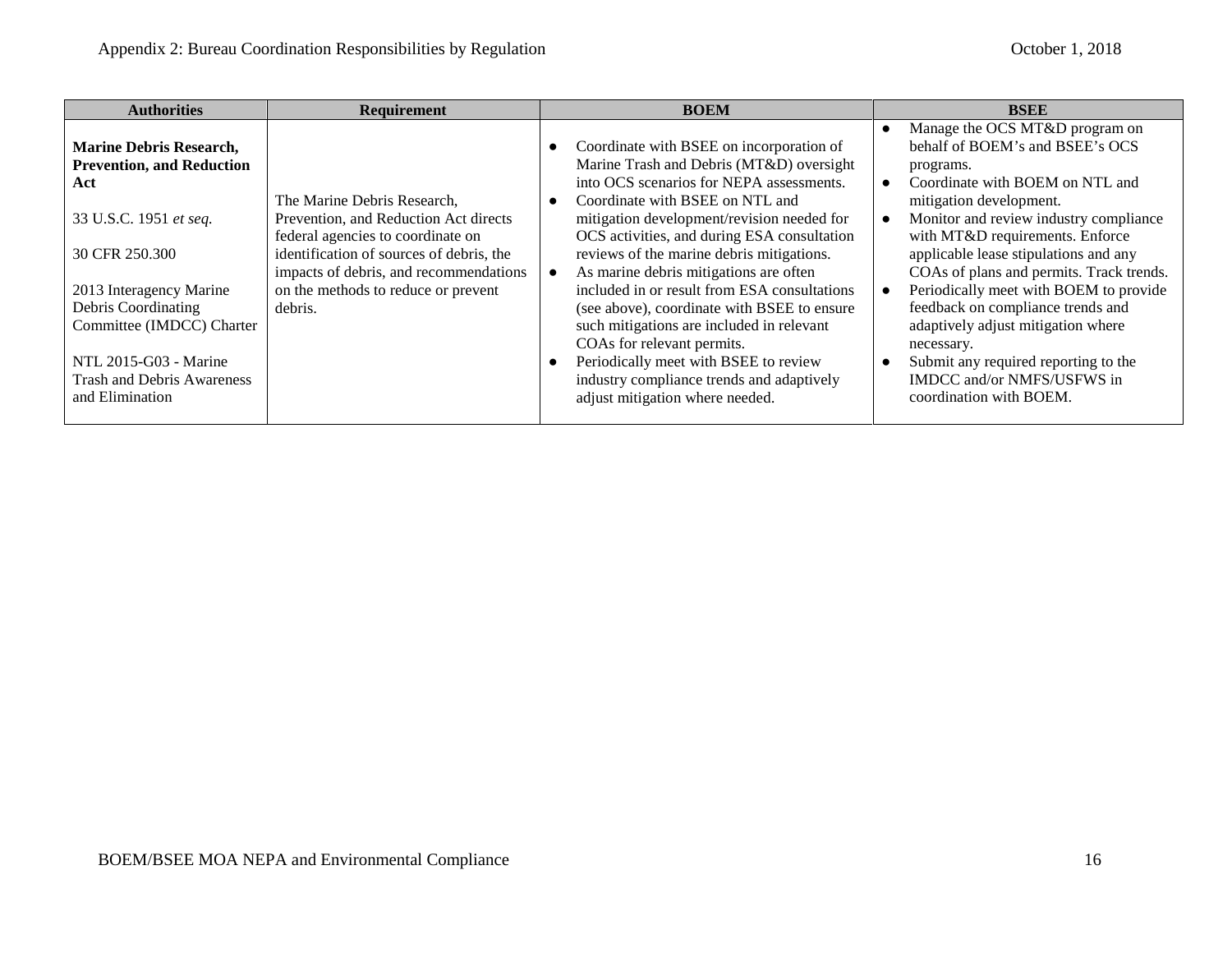| Authorities | Requirement | BOEM | BSEE |
|---|---|---|---|
| **Marine Debris Research, Prevention, and Reduction Act**<br><br>33 U.S.C. 1951 *et seq.*<br><br>30 CFR 250.300<br><br>2013 Interagency Marine Debris Coordinating Committee (IMDCC) Charter<br><br>NTL 2015-G03 - Marine Trash and Debris Awareness and Elimination | The Marine Debris Research, Prevention, and Reduction Act directs federal agencies to coordinate on identification of sources of debris, the impacts of debris, and recommendations on the methods to reduce or prevent debris. | ● Coordinate with BSEE on incorporation of Marine Trash and Debris (MT&D) oversight into OCS scenarios for NEPA assessments.<br>● Coordinate with BSEE on NTL and mitigation development/revision needed for OCS activities, and during ESA consultation reviews of the marine debris mitigations.<br>● As marine debris mitigations are often included in or result from ESA consultations (see above), coordinate with BSEE to ensure such mitigations are included in relevant COAs for relevant permits.<br>● Periodically meet with BSEE to review industry compliance trends and adaptively adjust mitigation where needed. | ● Manage the OCS MT&D program on behalf of BOEM's and BSEE's OCS programs.<br>● Coordinate with BOEM on NTL and mitigation development.<br>● Monitor and review industry compliance with MT&D requirements. Enforce applicable lease stipulations and any COAs of plans and permits. Track trends.<br>● Periodically meet with BOEM to provide feedback on compliance trends and adaptively adjust mitigation where necessary.<br>● Submit any required reporting to the IMDCC and/or NMFS/USFWS in coordination with BOEM. |